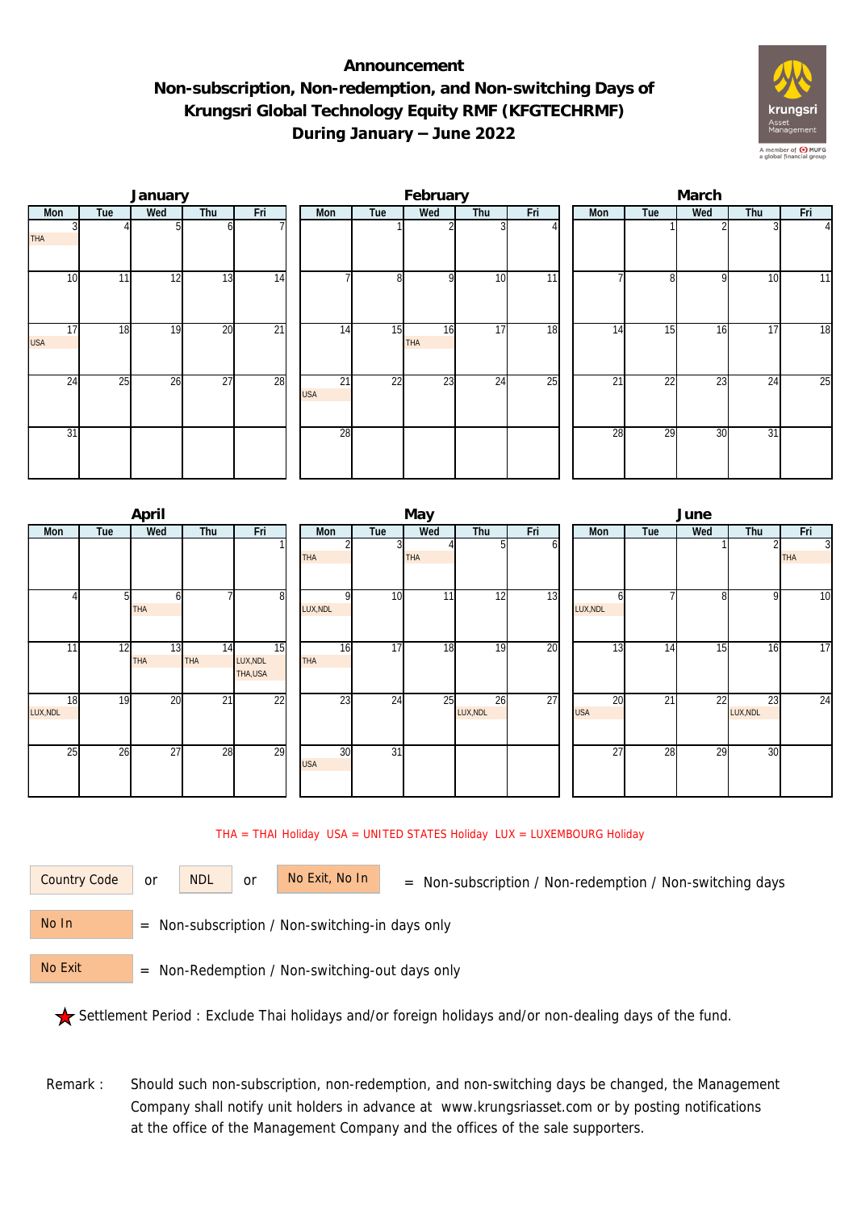# Announcement
## Non-subscription, Non-redemption, and Non-switching Days of Krungsri Global Technology Equity RMF (KFGTECHRMF) During January – June 2022

### January

| Mon | Tue | Wed | Thu | Fri |
|---|---|---|---|---|
| 3 THA | 4 | 5 | 6 | 7 |
| 10 | 11 | 12 | 13 | 14 |
| 17 USA | 18 | 19 | 20 | 21 |
| 24 | 25 | 26 | 27 | 28 |
| 31 | | | | |

### February

| Mon | Tue | Wed | Thu | Fri |
|---|---|---|---|---|
| | 1 | 2 | 3 | 4 |
| 7 | 8 | 9 | 10 | 11 |
| 14 | 15 | 16 THA | 17 | 18 |
| 21 USA | 22 | 23 | 24 | 25 |
| 28 | | | | |

### March

| Mon | Tue | Wed | Thu | Fri |
|---|---|---|---|---|
| | 1 | 2 | 3 | 4 |
| 7 | 8 | 9 | 10 | 11 |
| 14 | 15 | 16 | 17 | 18 |
| 21 | 22 | 23 | 24 | 25 |
| 28 | 29 | 30 | 31 | |

### April

| Mon | Tue | Wed | Thu | Fri |
|---|---|---|---|---|
| | | | | 1 |
| 4 | 5 | 6 THA | 7 | 8 |
| 11 | 12 | 13 THA | 14 THA | 15 LUX,NDL THA,USA |
| 18 LUX,NDL | 19 | 20 | 21 | 22 |
| 25 | 26 | 27 | 28 | 29 |

### May

| Mon | Tue | Wed | Thu | Fri |
|---|---|---|---|---|
| 2 THA | 3 | 4 THA | 5 | 6 |
| 9 LUX,NDL | 10 | 11 | 12 | 13 |
| 16 THA | 17 | 18 | 19 | 20 |
| 23 | 24 | 25 | 26 LUX,NDL | 27 |
| 30 USA | 31 | | | |

### June

| Mon | Tue | Wed | Thu | Fri |
|---|---|---|---|---|
| | | 1 | 2 | 3 THA |
| 6 LUX,NDL | 7 | 8 | 9 | 10 |
| 13 | 14 | 15 | 16 | 17 |
| 20 USA | 21 | 22 | 23 LUX,NDL | 24 |
| 27 | 28 | 29 | 30 | |

THA = THAI Holiday USA = UNITED STATES Holiday LUX = LUXEMBOURG Holiday

Country Code or NDL or No Exit, No In = Non-subscription / Non-redemption / Non-switching days

No In = Non-subscription / Non-switching-in days only

No Exit = Non-Redemption / Non-switching-out days only

★ Settlement Period : Exclude Thai holidays and/or foreign holidays and/or non-dealing days of the fund.

Remark : Should such non-subscription, non-redemption, and non-switching days be changed, the Management Company shall notify unit holders in advance at www.krungsriasset.com or by posting notifications at the office of the Management Company and the offices of the sale supporters.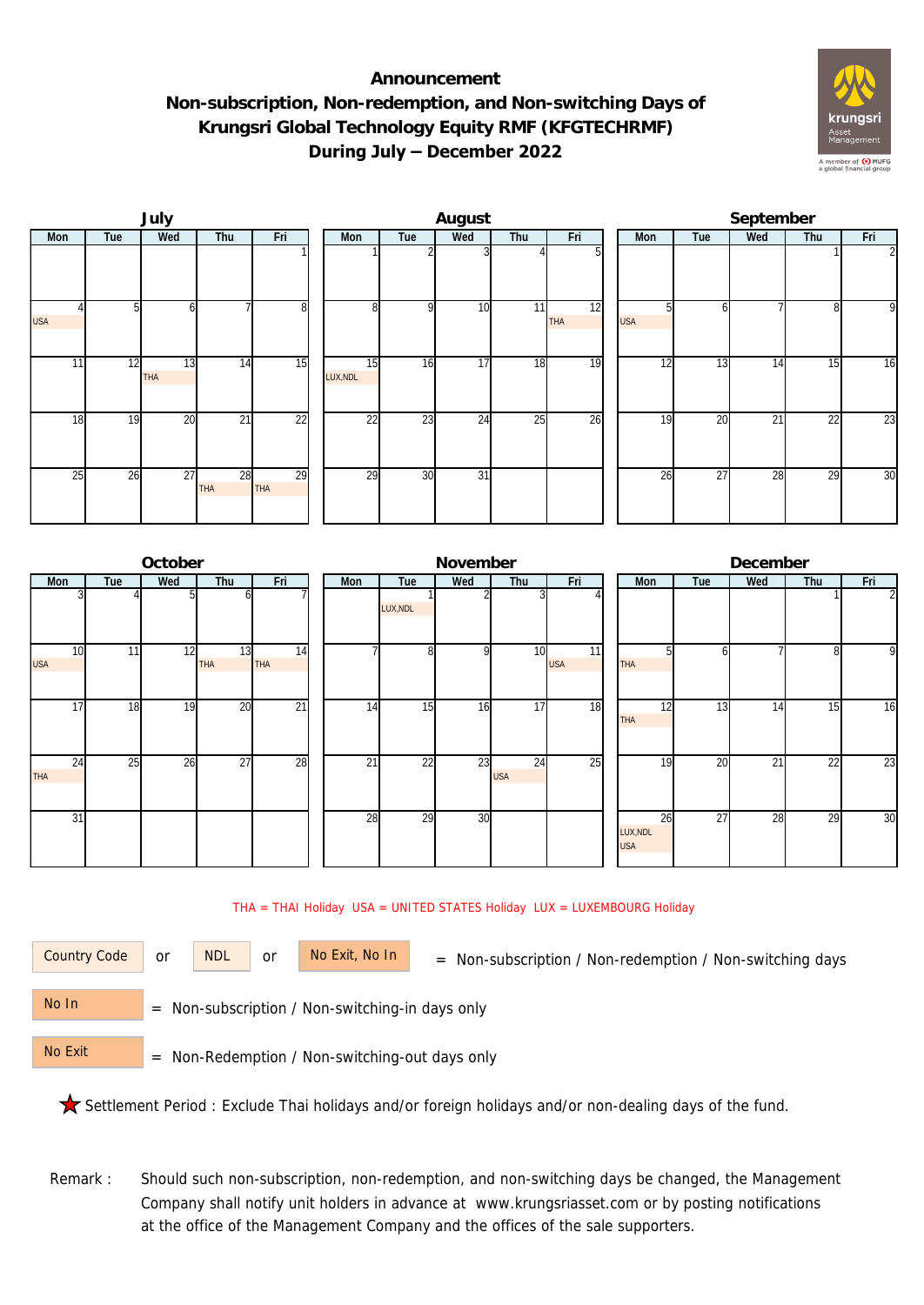# Announcement
## Non-subscription, Non-redemption, and Non-switching Days of Krungsri Global Technology Equity RMF (KFGTECHRMF) During July – December 2022

### July

| Mon | Tue | Wed | Thu | Fri |
|---|---|---|---|---|
| | | | | 1 |
| 4 USA | 5 | 6 | 7 | 8 |
| 11 | 12 | 13 THA | 14 | 15 |
| 18 | 19 | 20 | 21 | 22 |
| 25 | 26 | 27 | 28 THA | 29 THA |

### August

| Mon | Tue | Wed | Thu | Fri |
|---|---|---|---|---|
| 1 | 2 | 3 | 4 | 5 |
| 8 | 9 | 10 | 11 | 12 THA |
| 15 LUX,NDL | 16 | 17 | 18 | 19 |
| 22 | 23 | 24 | 25 | 26 |
| 29 | 30 | 31 | | |

### September

| Mon | Tue | Wed | Thu | Fri |
|---|---|---|---|---|
| | | | 1 | 2 |
| 5 USA | 6 | 7 | 8 | 9 |
| 12 | 13 | 14 | 15 | 16 |
| 19 | 20 | 21 | 22 | 23 |
| 26 | 27 | 28 | 29 | 30 |

### October

| Mon | Tue | Wed | Thu | Fri |
|---|---|---|---|---|
| 3 | 4 | 5 | 6 | 7 |
| 10 USA | 11 | 12 | 13 THA | 14 THA |
| 17 | 18 | 19 | 20 | 21 |
| 24 THA | 25 | 26 | 27 | 28 |
| 31 | | | | |

### November

| Mon | Tue | Wed | Thu | Fri |
|---|---|---|---|---|
| | 1 LUX,NDL | 2 | 3 | 4 |
| 7 | 8 | 9 | 10 | 11 USA |
| 14 | 15 | 16 | 17 | 18 |
| 21 | 22 | 23 | 24 USA | 25 |
| 28 | 29 | 30 | | |

### December

| Mon | Tue | Wed | Thu | Fri |
|---|---|---|---|---|
| | | | 1 | 2 |
| 5 THA | 6 | 7 | 8 | 9 |
| 12 THA | 13 | 14 | 15 | 16 |
| 19 | 20 | 21 | 22 | 23 |
| 26 LUX,NDL USA | 27 | 28 | 29 | 30 |

THA = THAI Holiday USA = UNITED STATES Holiday LUX = LUXEMBOURG Holiday

Country Code or NDL or No Exit, No In = Non-subscription / Non-redemption / Non-switching days

No In = Non-subscription / Non-switching-in days only

No Exit = Non-Redemption / Non-switching-out days only

★ Settlement Period : Exclude Thai holidays and/or foreign holidays and/or non-dealing days of the fund.

Remark : Should such non-subscription, non-redemption, and non-switching days be changed, the Management Company shall notify unit holders in advance at www.krungsriasset.com or by posting notifications at the office of the Management Company and the offices of the sale supporters.